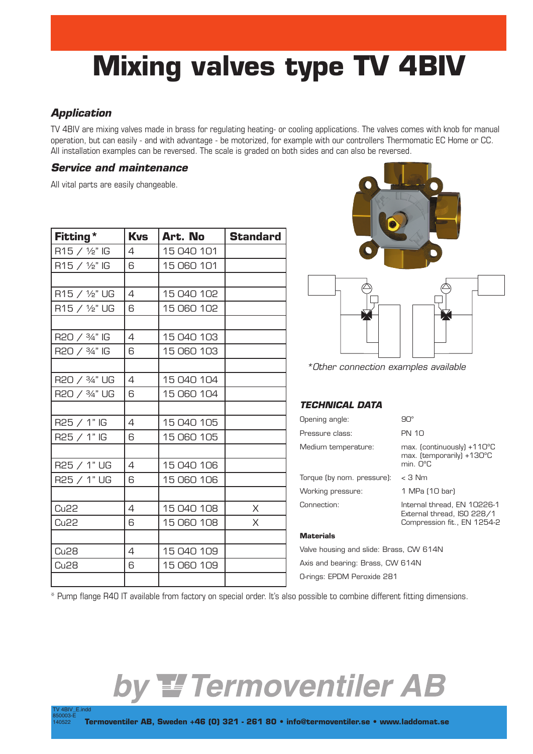# Mixing valves type TV 4BIV

## *Application*

TV 4BIV are mixing valves made in brass for regulating heating- or cooling applications. The valves comes with knob for manual operation, but can easily - and with advantage - be motorized, for example with our controllers Thermomatic EC Home or CC. All installation examples can be reversed. The scale is graded on both sides and can also be reversed.

## *Service and maintenance*

All vital parts are easily changeable.

| Fitting * | Kvs | Art. No | Standard |
|---|---|---|---|
| R15 / ½" IG | 4 | 15 040 101 | |
| R15 / ½" IG | 6 | 15 060 101 | |
| | | | |
| R15 / ½" UG | 4 | 15 040 102 | |
| R15 / ½" UG | 6 | 15 060 102 | |
| | | | |
| R20 / ¾" IG | 4 | 15 040 103 | |
| R20 / ¾" IG | 6 | 15 060 103 | |
| | | | |
| R20 / ¾" UG | 4 | 15 040 104 | |
| R20 / ¾" UG | 6 | 15 060 104 | |
| | | | |
| R25 / 1" IG | 4 | 15 040 105 | |
| R25 / 1" IG | 6 | 15 060 105 | |
| | | | |
| R25 / 1" UG | 4 | 15 040 106 | |
| R25 / 1" UG | 6 | 15 060 106 | |
| | | | |
| Cu22 | 4 | 15 040 108 | X |
| Cu22 | 6 | 15 060 108 | X |
| | | | |
| Cu28 | 4 | 15 040 109 | |
| Cu28 | 6 | 15 060 109 | |
| | | | |

*\*Other connection examples available*

### *TECHNICAL DATA*

| | |
|---|---|
| Opening angle: | 90° |
| Pressure class: | PN 10 |
| Medium temperature: | max. (continuously) +110°C<br>max. (temporarily) +130°C<br>min. 0°C |
| Torque (by nom. pressure): | < 3 Nm |
| Working pressure: | 1 MPa (10 bar) |
| Connection: | Internal thread, EN 10226-1<br>External thread, ISO 228/1<br>Compression fit., EN 1254-2 |

**Materials**

Valve housing and slide: Brass, CW 614N

Axis and bearing: Brass, CW 614N

O-rings: EPDM Peroxide 281

\* Pump flange R40 IT available from factory on special order. It's also possible to combine different fitting dimensions.

*by Termoventiler AB*

TV 4BIV_E.indd
850003-E
140522

**Termoventiler AB, Sweden +46 (0) 321 - 261 80 • info@termoventiler.se • www.laddomat.se**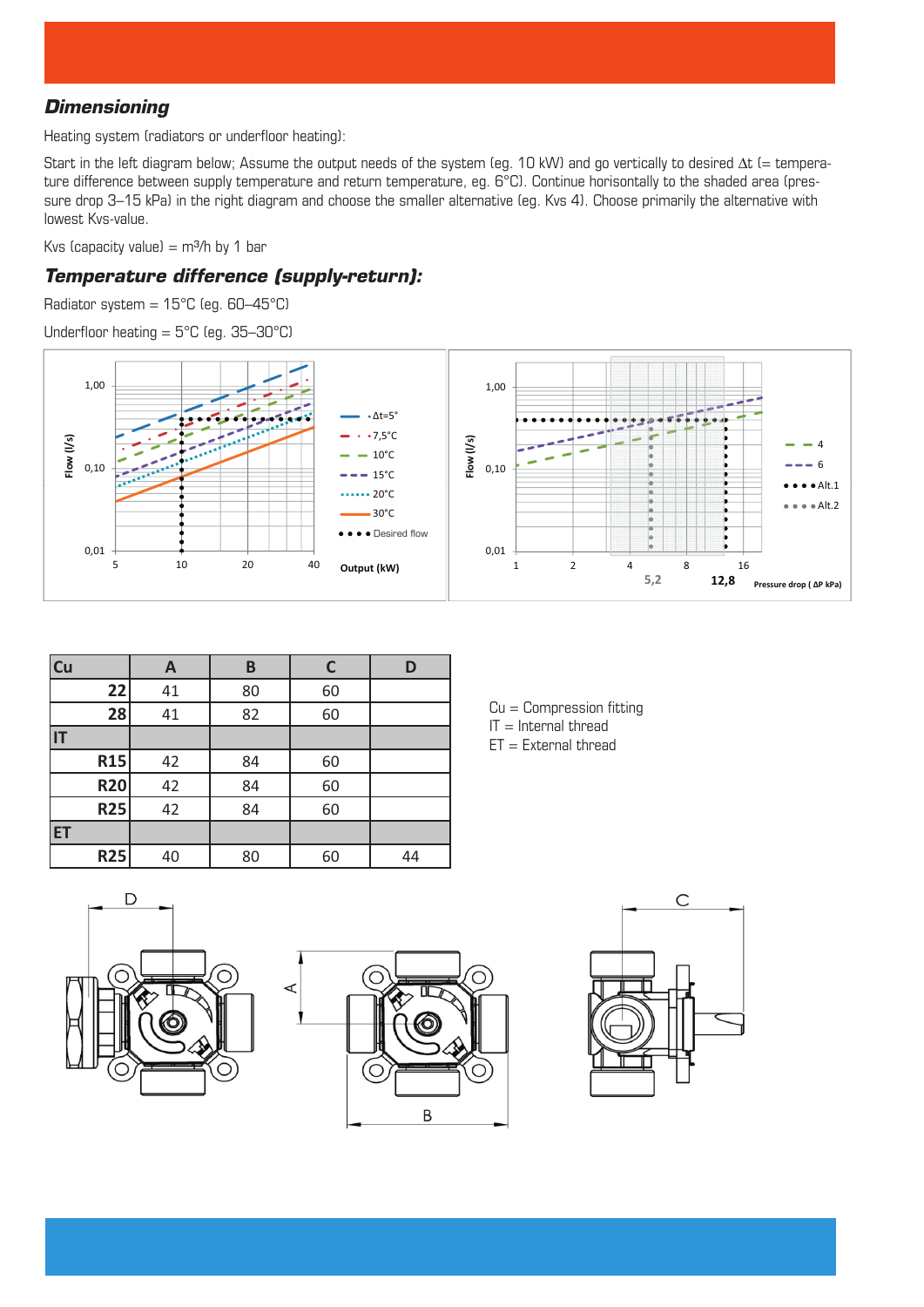## *Dimensioning*

Heating system (radiators or underfloor heating):

Start in the left diagram below; Assume the output needs of the system (eg. 10 kW) and go vertically to desired Δt (= temperature difference between supply temperature and return temperature, eg. 6°C). Continue horisontally to the shaded area (pressure drop 3–15 kPa) in the right diagram and choose the smaller alternative (eg. Kvs 4). Choose primarily the alternative with lowest Kvs-value.

Kvs (capacity value) = m³/h by 1 bar

## *Temperature difference (supply-return):*

Radiator system = 15°C (eg. 60–45°C)

Underfloor heating = 5°C (eg. 35–30°C)

Flow (l/s)
1,00
0,10
0,01
5
10
20
40
Output (kW)
Δt=5°
7,5°C
10°C
15°C
20°C
30°C
Desired flow

Flow (l/s)
1,00
0,10
0,01
1
2
4
8
16
5,2
12,8
Pressure drop ( ΔP kPa)
4
6
Alt.1
Alt.2

| Cu | A | B | C | D |
|---|---|---|---|---|
| 22 | 41 | 80 | 60 | |
| 28 | 41 | 82 | 60 | |
| IT | | | | |
| R15 | 42 | 84 | 60 | |
| R20 | 42 | 84 | 60 | |
| R25 | 42 | 84 | 60 | |
| ET | | | | |
| R25 | 40 | 80 | 60 | 44 |

Cu = Compression fitting
IT = Internal thread
ET = External thread

D
A
B
C